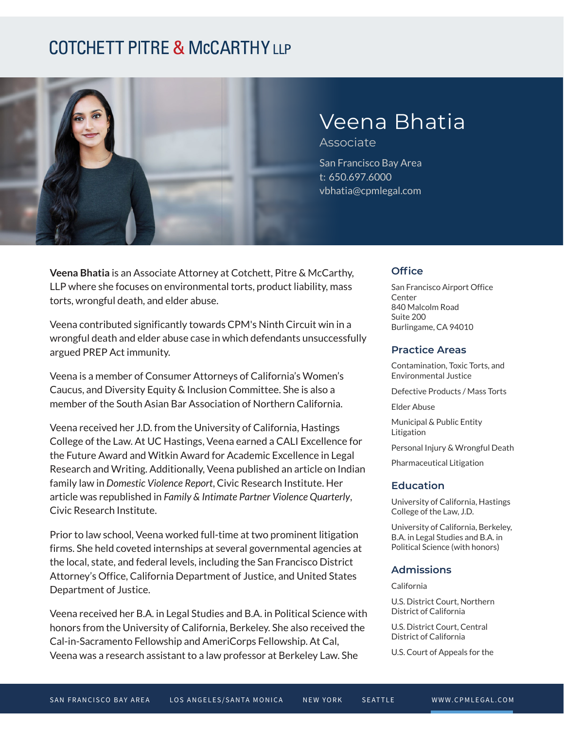COTCHETT PITRE & McCARTHY LLP

# Veena Bhatia

Associate

San Francisco Bay Area
t: 650.697.6000
vbhatia@cpmlegal.com

**Veena Bhatia** is an Associate Attorney at Cotchett, Pitre & McCarthy, LLP where she focuses on environmental torts, product liability, mass torts, wrongful death, and elder abuse.

Veena contributed significantly towards CPM's Ninth Circuit win in a wrongful death and elder abuse case in which defendants unsuccessfully argued PREP Act immunity.

Veena is a member of Consumer Attorneys of California's Women's Caucus, and Diversity Equity & Inclusion Committee. She is also a member of the South Asian Bar Association of Northern California.

Veena received her J.D. from the University of California, Hastings College of the Law. At UC Hastings, Veena earned a CALI Excellence for the Future Award and Witkin Award for Academic Excellence in Legal Research and Writing. Additionally, Veena published an article on Indian family law in *Domestic Violence Report*, Civic Research Institute. Her article was republished in *Family & Intimate Partner Violence Quarterly*, Civic Research Institute.

Prior to law school, Veena worked full-time at two prominent litigation firms. She held coveted internships at several governmental agencies at the local, state, and federal levels, including the San Francisco District Attorney's Office, California Department of Justice, and United States Department of Justice.

Veena received her B.A. in Legal Studies and B.A. in Political Science with honors from the University of California, Berkeley. She also received the Cal-in-Sacramento Fellowship and AmeriCorps Fellowship. At Cal, Veena was a research assistant to a law professor at Berkeley Law. She

## Office

San Francisco Airport Office Center
840 Malcolm Road
Suite 200
Burlingame, CA 94010

## Practice Areas

Contamination, Toxic Torts, and Environmental Justice

Defective Products / Mass Torts

Elder Abuse

Municipal & Public Entity Litigation

Personal Injury & Wrongful Death

Pharmaceutical Litigation

## Education

University of California, Hastings College of the Law, J.D.

University of California, Berkeley, B.A. in Legal Studies and B.A. in Political Science (with honors)

## Admissions

California

U.S. District Court, Northern District of California

U.S. District Court, Central District of California

U.S. Court of Appeals for the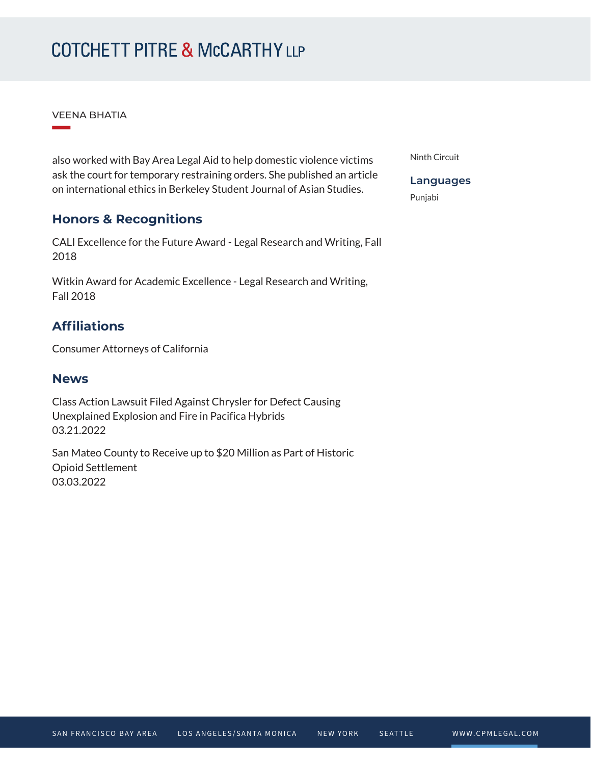also worked with Bay Area Legal Aid to help domestic violence victims ask the court for temporary restraining orders. She published an article on international ethics in Berkeley Student Journal of Asian Studies.

## Honors & Recognitions

CALI Excellence for the Future Award - Legal Research and Writing, Fall 2018

Witkin Award for Academic Excellence - Legal Research and Writing, Fall 2018

## Affiliations

Consumer Attorneys of California

## News

Class Action Lawsuit Filed Against Chrysler for Defect Causing Unexplained Explosion and Fire in Pacifica Hybrids
03.21.2022

San Mateo County to Receive up to $20 Million as Part of Historic Opioid Settlement
03.03.2022

Ninth Circuit

## Languages

Punjabi